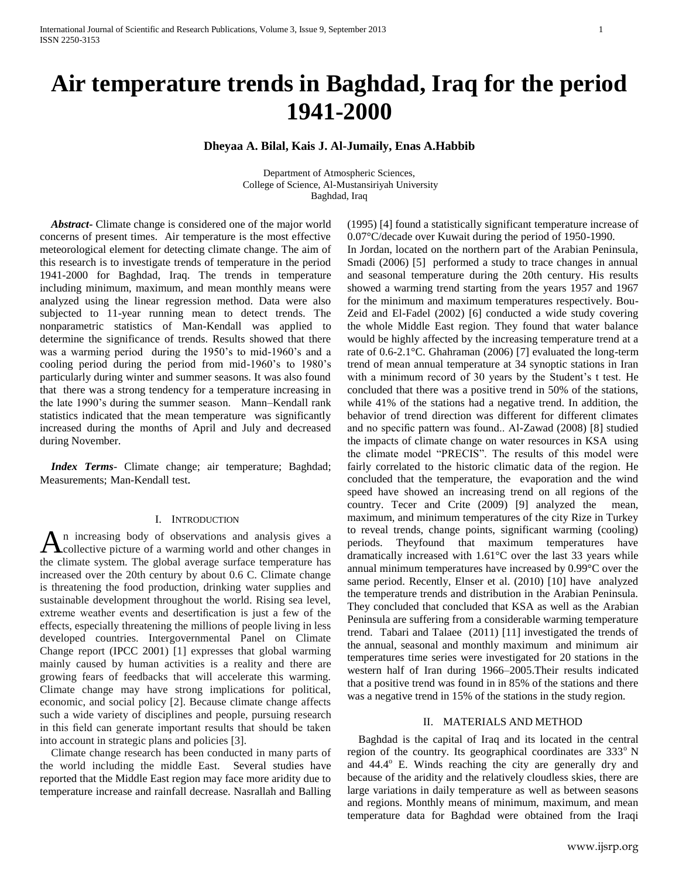# Air temperature trends in Baghdad, Iraq for the period 1941-2000

**Dheyaa A. Bilal, Kais J. Al-Jumaily, Enas A.Habbib**

Department of Atmospheric Sciences,
College of Science, Al-Mustansiriyah University
Baghdad, Iraq

***Abstract-*** Climate change is considered one of the major world concerns of present times. Air temperature is the most effective meteorological element for detecting climate change. The aim of this research is to investigate trends of temperature in the period 1941-2000 for Baghdad, Iraq. The trends in temperature including minimum, maximum, and mean monthly means were analyzed using the linear regression method. Data were also subjected to 11-year running mean to detect trends. The nonparametric statistics of Man-Kendall was applied to determine the significance of trends. Results showed that there was a warming period during the 1950's to mid-1960's and a cooling period during the period from mid-1960's to 1980's particularly during winter and summer seasons. It was also found that there was a strong tendency for a temperature increasing in the late 1990's during the summer season. Mann–Kendall rank statistics indicated that the mean temperature was significantly increased during the months of April and July and decreased during November.

***Index Terms-*** Climate change; air temperature; Baghdad; Measurements; Man-Kendall test.

## I. Introduction

An increasing body of observations and analysis gives a collective picture of a warming world and other changes in the climate system. The global average surface temperature has increased over the 20th century by about 0.6 C. Climate change is threatening the food production, drinking water supplies and sustainable development throughout the world. Rising sea level, extreme weather events and desertification is just a few of the effects, especially threatening the millions of people living in less developed countries. Intergovernmental Panel on Climate Change report (IPCC 2001) [1] expresses that global warming mainly caused by human activities is a reality and there are growing fears of feedbacks that will accelerate this warming. Climate change may have strong implications for political, economic, and social policy [2]. Because climate change affects such a wide variety of disciplines and people, pursuing research in this field can generate important results that should be taken into account in strategic plans and policies [3].

Climate change research has been conducted in many parts of the world including the middle East. Several studies have reported that the Middle East region may face more aridity due to temperature increase and rainfall decrease. Nasrallah and Balling (1995) [4] found a statistically significant temperature increase of 0.07°C/decade over Kuwait during the period of 1950-1990.

In Jordan, located on the northern part of the Arabian Peninsula, Smadi (2006) [5] performed a study to trace changes in annual and seasonal temperature during the 20th century. His results showed a warming trend starting from the years 1957 and 1967 for the minimum and maximum temperatures respectively. Bou-Zeid and El-Fadel (2002) [6] conducted a wide study covering the whole Middle East region. They found that water balance would be highly affected by the increasing temperature trend at a rate of 0.6-2.1°C. Ghahraman (2006) [7] evaluated the long-term trend of mean annual temperature at 34 synoptic stations in Iran with a minimum record of 30 years by the Student's t test. He concluded that there was a positive trend in 50% of the stations, while 41% of the stations had a negative trend. In addition, the behavior of trend direction was different for different climates and no specific pattern was found.. Al-Zawad (2008) [8] studied the impacts of climate change on water resources in KSA using the climate model "PRECIS". The results of this model were fairly correlated to the historic climatic data of the region. He concluded that the temperature, the evaporation and the wind speed have showed an increasing trend on all regions of the country. Tecer and Crite (2009) [9] analyzed the mean, maximum, and minimum temperatures of the city Rize in Turkey to reveal trends, change points, significant warming (cooling) periods. Theyfound that maximum temperatures have dramatically increased with 1.61°C over the last 33 years while annual minimum temperatures have increased by 0.99°C over the same period. Recently, Elnser et al. (2010) [10] have analyzed the temperature trends and distribution in the Arabian Peninsula. They concluded that concluded that KSA as well as the Arabian Peninsula are suffering from a considerable warming temperature trend. Tabari and Talaee (2011) [11] investigated the trends of the annual, seasonal and monthly maximum and minimum air temperatures time series were investigated for 20 stations in the western half of Iran during 1966–2005.Their results indicated that a positive trend was found in in 85% of the stations and there was a negative trend in 15% of the stations in the study region.

## II. Materials and Method

Baghdad is the capital of Iraq and its located in the central region of the country. Its geographical coordinates are 333° N and 44.4° E. Winds reaching the city are generally dry and because of the aridity and the relatively cloudless skies, there are large variations in daily temperature as well as between seasons and regions. Monthly means of minimum, maximum, and mean temperature data for Baghdad were obtained from the Iraqi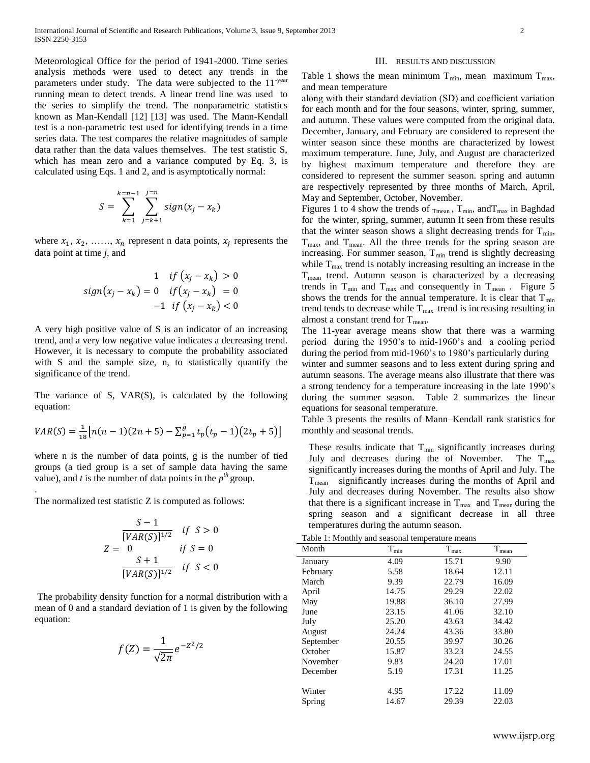Meteorological Office for the period of 1941-2000. Time series analysis methods were used to detect any trends in the parameters under study. The data were subjected to the 11-year running mean to detect trends. A linear trend line was used to the series to simplify the trend. The nonparametric statistics known as Man-Kendall [12] [13] was used. The Mann-Kendall test is a non-parametric test used for identifying trends in a time series data. The test compares the relative magnitudes of sample data rather than the data values themselves. The test statistic S, which has mean zero and a variance computed by Eq. 3, is calculated using Eqs. 1 and 2, and is asymptotically normal:

$$S = \sum_{k=1}^{k=n-1} \sum_{j=k+1}^{j=n} sign(x_j - x_k)$$

where $x_1, x_2, \ldots\ldots, x_n$ represent n data points, $x_j$ represents the data point at time *j*, and

$$sign(x_j - x_k) = \begin{cases} 1 & if\ (x_j - x_k) > 0 \\ 0 & if (x_j - x_k) = 0 \\ -1 & if\ (x_j - x_k) < 0 \end{cases}$$

A very high positive value of S is an indicator of an increasing trend, and a very low negative value indicates a decreasing trend. However, it is necessary to compute the probability associated with S and the sample size, n, to statistically quantify the significance of the trend.

The variance of S, VAR(S), is calculated by the following equation:

$$VAR(S) = \frac{1}{18}\left[n(n-1)(2n+5) - \sum_{p=1}^{g} t_p(t_p - 1)(2t_p + 5)\right]$$

where n is the number of data points, g is the number of tied groups (a tied group is a set of sample data having the same value), and *t* is the number of data points in the $p^{th}$ group.

.

The normalized test statistic Z is computed as follows:

$$Z = \begin{cases} \dfrac{S-1}{[VAR(S)]^{1/2}} & if\ S > 0 \\ 0 & if\ S = 0 \\ \dfrac{S+1}{[VAR(S)]^{1/2}} & if\ S < 0 \end{cases}$$

The probability density function for a normal distribution with a mean of 0 and a standard deviation of 1 is given by the following equation:

$$f(Z) = \frac{1}{\sqrt{2\pi}} e^{-Z^2/2}$$

## III. RESULTS AND DISCUSSION

Table 1 shows the mean minimum $T_{min}$, mean maximum $T_{max}$, and mean temperature along with their standard deviation (SD) and coefficient variation for each month and for the four seasons, winter, spring, summer, and autumn. These values were computed from the original data. December, January, and February are considered to represent the winter season since these months are characterized by lowest maximum temperature. June, July, and August are characterized by highest maximum temperature and therefore they are considered to represent the summer season. spring and autumn are respectively represented by three months of March, April, May and September, October, November.

Figures 1 to 4 show the trends of $T_{mean}$, $T_{min}$, and $T_{max}$ in Baghdad for the winter, spring, summer, autumn It seen from these results that the winter season shows a slight decreasing trends for $T_{min}$, $T_{max}$, and $T_{mean}$. All the three trends for the spring season are increasing. For summer season, $T_{min}$ trend is slightly decreasing while $T_{max}$ trend is notably increasing resulting an increase in the $T_{mean}$ trend. Autumn season is characterized by a decreasing trends in $T_{min}$ and $T_{max}$ and consequently in $T_{mean}$ . Figure 5 shows the trends for the annual temperature. It is clear that $T_{min}$ trend tends to decrease while $T_{max}$ trend is increasing resulting in almost a constant trend for $T_{mean}$.

The 11-year average means show that there was a warming period during the 1950's to mid-1960's and a cooling period during the period from mid-1960's to 1980's particularly during winter and summer seasons and to less extent during spring and autumn seasons. The average means also illustrate that there was a strong tendency for a temperature increasing in the late 1990's during the summer season. Table 2 summarizes the linear equations for seasonal temperature.

Table 3 presents the results of Mann–Kendall rank statistics for monthly and seasonal trends.

These results indicate that $T_{min}$ significantly increases during July and decreases during the of November. The $T_{max}$ significantly increases during the months of April and July. The $T_{mean}$ significantly increases during the months of April and July and decreases during November. The results also show that there is a significant increase in $T_{max}$ and $T_{mean}$ during the spring season and a significant decrease in all three temperatures during the autumn season.

Table 1: Monthly and seasonal temperature means

| Month | $T_{min}$ | $T_{max}$ | $T_{mean}$ |
|---|---|---|---|
| January | 4.09 | 15.71 | 9.90 |
| February | 5.58 | 18.64 | 12.11 |
| March | 9.39 | 22.79 | 16.09 |
| April | 14.75 | 29.29 | 22.02 |
| May | 19.88 | 36.10 | 27.99 |
| June | 23.15 | 41.06 | 32.10 |
| July | 25.20 | 43.63 | 34.42 |
| August | 24.24 | 43.36 | 33.80 |
| September | 20.55 | 39.97 | 30.26 |
| October | 15.87 | 33.23 | 24.55 |
| November | 9.83 | 24.20 | 17.01 |
| December | 5.19 | 17.31 | 11.25 |
| Winter | 4.95 | 17.22 | 11.09 |
| Spring | 14.67 | 29.39 | 22.03 |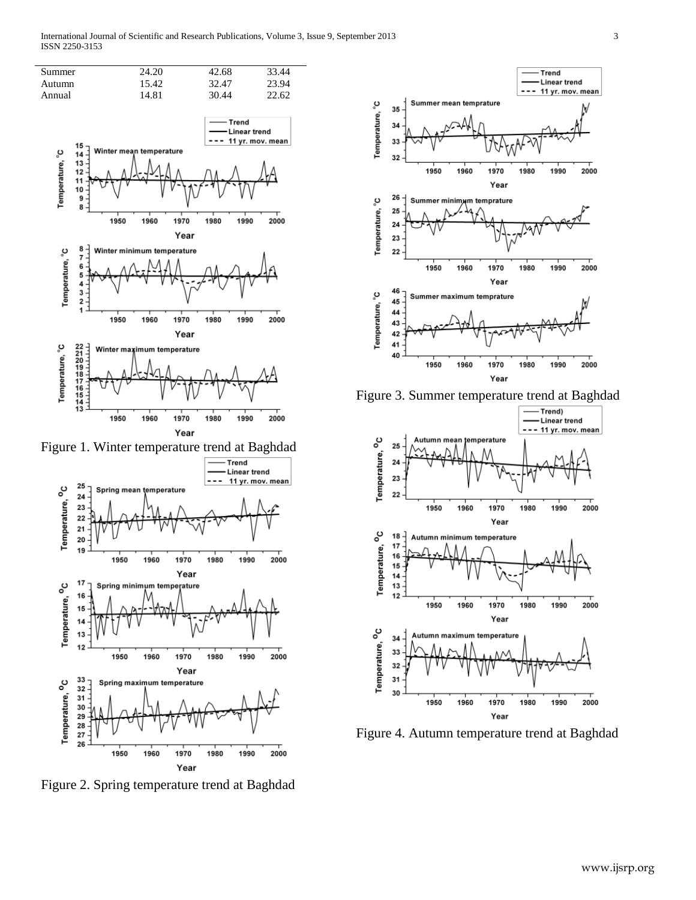| | | | |
|---|---|---|---|
| Summer | 24.20 | 42.68 | 33.44 |
| Autumn | 15.42 | 32.47 | 23.94 |
| Annual | 14.81 | 30.44 | 22.62 |

Figure 1. Winter temperature trend at Baghdad

Figure 2. Spring temperature trend at Baghdad

Figure 3. Summer temperature trend at Baghdad

Figure 4. Autumn temperature trend at Baghdad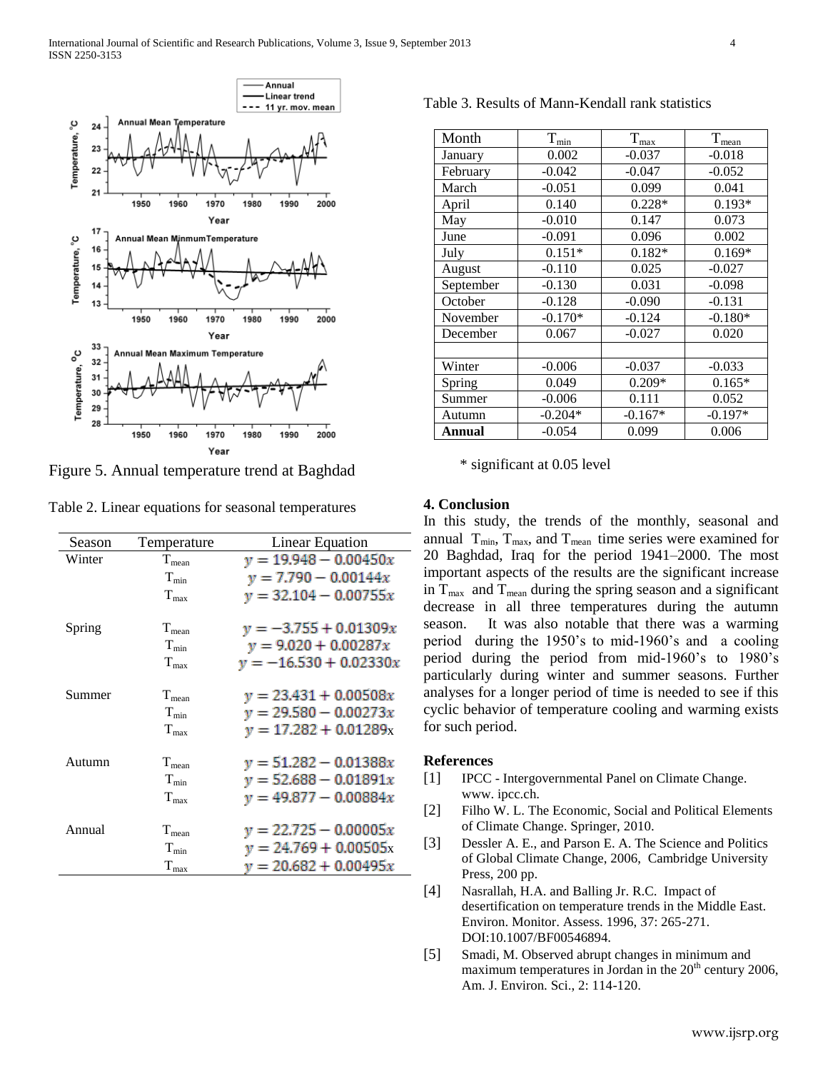Figure 5. Annual temperature trend at Baghdad

Table 2. Linear equations for seasonal temperatures

| Season | Temperature | Linear Equation |
|---|---|---|
| Winter | $T_{mean}$ | $y = 19.948 - 0.00450x$ |
| | $T_{min}$ | $y = 7.790 - 0.00144x$ |
| | $T_{max}$ | $y = 32.104 - 0.00755x$ |
| Spring | $T_{mean}$ | $y = -3.755 + 0.01309x$ |
| | $T_{min}$ | $y = 9.020 + 0.00287x$ |
| | $T_{max}$ | $y = -16.530 + 0.02330x$ |
| Summer | $T_{mean}$ | $y = 23.431 + 0.00508x$ |
| | $T_{min}$ | $y = 29.580 - 0.00273x$ |
| | $T_{max}$ | $y = 17.282 + 0.01289x$ |
| Autumn | $T_{mean}$ | $y = 51.282 - 0.01388x$ |
| | $T_{min}$ | $y = 52.688 - 0.01891x$ |
| | $T_{max}$ | $y = 49.877 - 0.00884x$ |
| Annual | $T_{mean}$ | $y = 22.725 - 0.00005x$ |
| | $T_{min}$ | $y = 24.769 + 0.00505x$ |
| | $T_{max}$ | $y = 20.682 + 0.00495x$ |

Table 3. Results of Mann-Kendall rank statistics

| Month | $T_{min}$ | $T_{max}$ | $T_{mean}$ |
|---|---|---|---|
| January | 0.002 | -0.037 | -0.018 |
| February | -0.042 | -0.047 | -0.052 |
| March | -0.051 | 0.099 | 0.041 |
| April | 0.140 | 0.228* | 0.193* |
| May | -0.010 | 0.147 | 0.073 |
| June | -0.091 | 0.096 | 0.002 |
| July | 0.151* | 0.182* | 0.169* |
| August | -0.110 | 0.025 | -0.027 |
| September | -0.130 | 0.031 | -0.098 |
| October | -0.128 | -0.090 | -0.131 |
| November | -0.170* | -0.124 | -0.180* |
| December | 0.067 | -0.027 | 0.020 |
| | | | |
| Winter | -0.006 | -0.037 | -0.033 |
| Spring | 0.049 | 0.209* | 0.165* |
| Summer | -0.006 | 0.111 | 0.052 |
| Autumn | -0.204* | -0.167* | -0.197* |
| **Annual** | -0.054 | 0.099 | 0.006 |

\* significant at 0.05 level

## 4. Conclusion

In this study, the trends of the monthly, seasonal and annual $T_{min}$, $T_{max}$, and $T_{mean}$ time series were examined for 20 Baghdad, Iraq for the period 1941–2000. The most important aspects of the results are the significant increase in $T_{max}$ and $T_{mean}$ during the spring season and a significant decrease in all three temperatures during the autumn season. It was also notable that there was a warming period during the 1950's to mid-1960's and a cooling period during the period from mid-1960's to 1980's particularly during winter and summer seasons. Further analyses for a longer period of time is needed to see if this cyclic behavior of temperature cooling and warming exists for such period.

## References

[1] IPCC - Intergovernmental Panel on Climate Change. www. ipcc.ch.

[2] Filho W. L. The Economic, Social and Political Elements of Climate Change. Springer, 2010.

[3] Dessler A. E., and Parson E. A. The Science and Politics of Global Climate Change, 2006, Cambridge University Press, 200 pp.

[4] Nasrallah, H.A. and Balling Jr. R.C. Impact of desertification on temperature trends in the Middle East. Environ. Monitor. Assess. 1996, 37: 265-271. DOI:10.1007/BF00546894.

[5] Smadi, M. Observed abrupt changes in minimum and maximum temperatures in Jordan in the 20th century 2006, Am. J. Environ. Sci., 2: 114-120.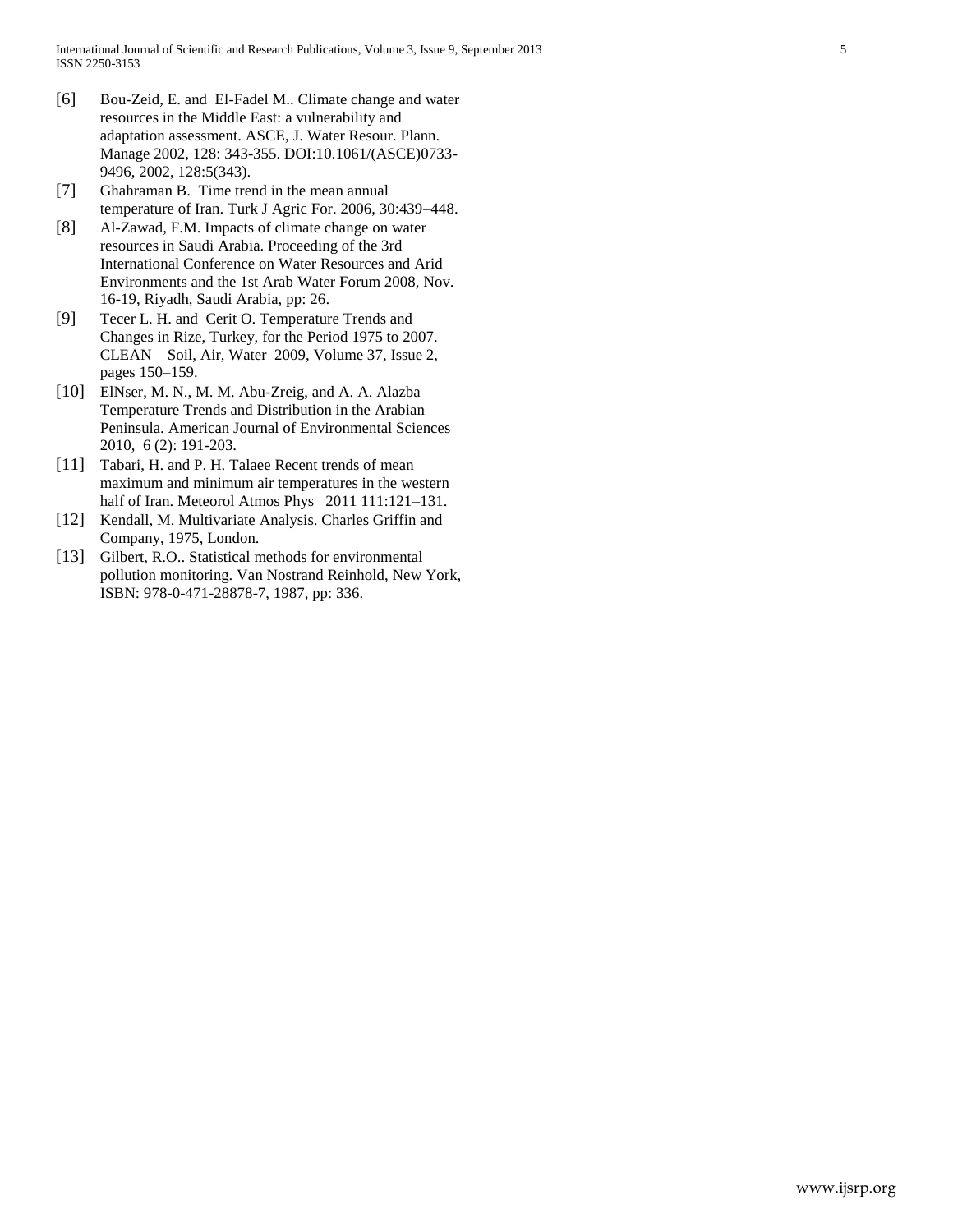[6] Bou-Zeid, E. and El-Fadel M.. Climate change and water resources in the Middle East: a vulnerability and adaptation assessment. ASCE, J. Water Resour. Plann. Manage 2002, 128: 343-355. DOI:10.1061/(ASCE)0733-9496, 2002, 128:5(343).

[7] Ghahraman B. Time trend in the mean annual temperature of Iran. Turk J Agric For. 2006, 30:439–448.

[8] Al-Zawad, F.M. Impacts of climate change on water resources in Saudi Arabia. Proceeding of the 3rd International Conference on Water Resources and Arid Environments and the 1st Arab Water Forum 2008, Nov. 16-19, Riyadh, Saudi Arabia, pp: 26.

[9] Tecer L. H. and Cerit O. Temperature Trends and Changes in Rize, Turkey, for the Period 1975 to 2007. CLEAN – Soil, Air, Water 2009, Volume 37, Issue 2, pages 150–159.

[10] ElNser, M. N., M. M. Abu-Zreig, and A. A. Alazba Temperature Trends and Distribution in the Arabian Peninsula. American Journal of Environmental Sciences 2010, 6 (2): 191-203.

[11] Tabari, H. and P. H. Talaee Recent trends of mean maximum and minimum air temperatures in the western half of Iran. Meteorol Atmos Phys 2011 111:121–131.

[12] Kendall, M. Multivariate Analysis. Charles Griffin and Company, 1975, London.

[13] Gilbert, R.O.. Statistical methods for environmental pollution monitoring. Van Nostrand Reinhold, New York, ISBN: 978-0-471-28878-7, 1987, pp: 336.